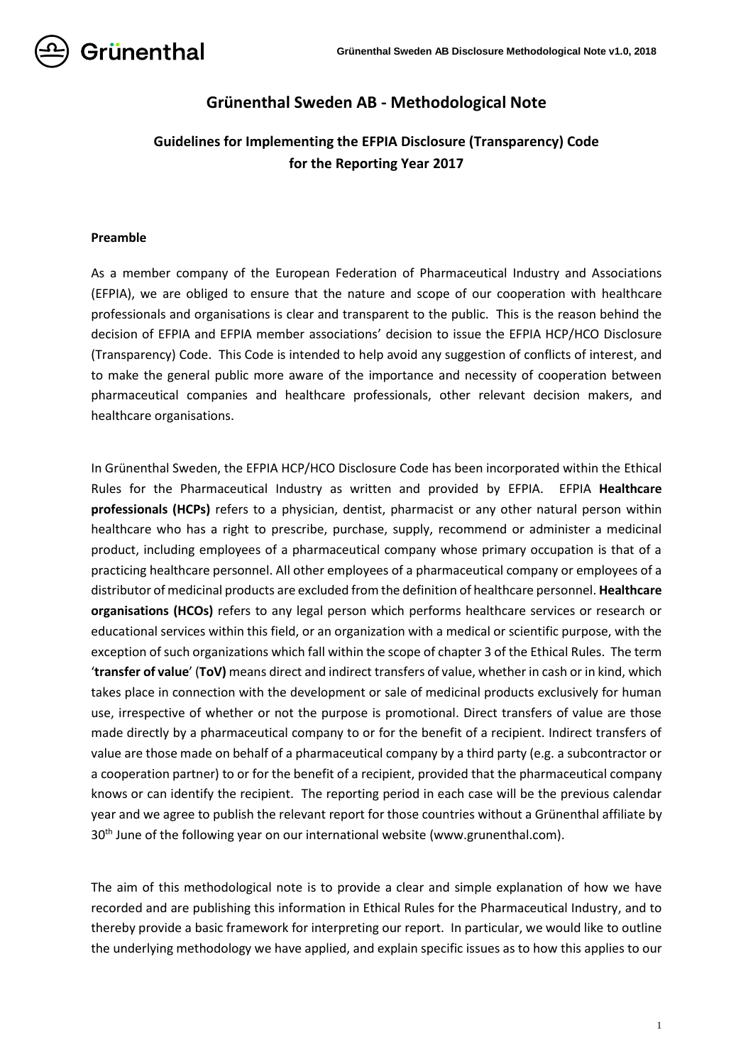# Grünenthal Sweden AB - Methodological Note

## Guidelines for Implementing the EFPIA Disclosure (Transparency) Code for the Reporting Year 2017

**Preamble**

As a member company of the European Federation of Pharmaceutical Industry and Associations (EFPIA), we are obliged to ensure that the nature and scope of our cooperation with healthcare professionals and organisations is clear and transparent to the public. This is the reason behind the decision of EFPIA and EFPIA member associations' decision to issue the EFPIA HCP/HCO Disclosure (Transparency) Code. This Code is intended to help avoid any suggestion of conflicts of interest, and to make the general public more aware of the importance and necessity of cooperation between pharmaceutical companies and healthcare professionals, other relevant decision makers, and healthcare organisations.

In Grünenthal Sweden, the EFPIA HCP/HCO Disclosure Code has been incorporated within the Ethical Rules for the Pharmaceutical Industry as written and provided by EFPIA. EFPIA **Healthcare professionals (HCPs)** refers to a physician, dentist, pharmacist or any other natural person within healthcare who has a right to prescribe, purchase, supply, recommend or administer a medicinal product, including employees of a pharmaceutical company whose primary occupation is that of a practicing healthcare personnel. All other employees of a pharmaceutical company or employees of a distributor of medicinal products are excluded from the definition of healthcare personnel. **Healthcare organisations (HCOs)** refers to any legal person which performs healthcare services or research or educational services within this field, or an organization with a medical or scientific purpose, with the exception of such organizations which fall within the scope of chapter 3 of the Ethical Rules. The term '**transfer of value**' (**ToV**) means direct and indirect transfers of value, whether in cash or in kind, which takes place in connection with the development or sale of medicinal products exclusively for human use, irrespective of whether or not the purpose is promotional. Direct transfers of value are those made directly by a pharmaceutical company to or for the benefit of a recipient. Indirect transfers of value are those made on behalf of a pharmaceutical company by a third party (e.g. a subcontractor or a cooperation partner) to or for the benefit of a recipient, provided that the pharmaceutical company knows or can identify the recipient. The reporting period in each case will be the previous calendar year and we agree to publish the relevant report for those countries without a Grünenthal affiliate by 30th June of the following year on our international website (www.grunenthal.com).

The aim of this methodological note is to provide a clear and simple explanation of how we have recorded and are publishing this information in Ethical Rules for the Pharmaceutical Industry, and to thereby provide a basic framework for interpreting our report. In particular, we would like to outline the underlying methodology we have applied, and explain specific issues as to how this applies to our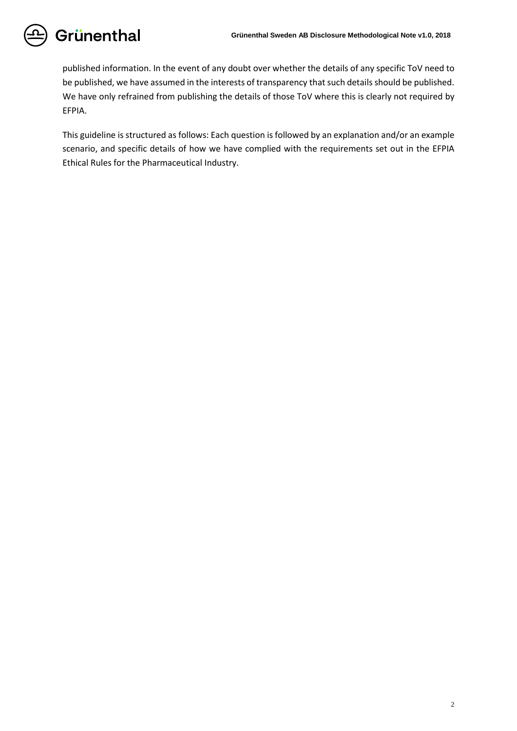published information. In the event of any doubt over whether the details of any specific ToV need to be published, we have assumed in the interests of transparency that such details should be published. We have only refrained from publishing the details of those ToV where this is clearly not required by EFPIA.

This guideline is structured as follows: Each question is followed by an explanation and/or an example scenario, and specific details of how we have complied with the requirements set out in the EFPIA Ethical Rules for the Pharmaceutical Industry.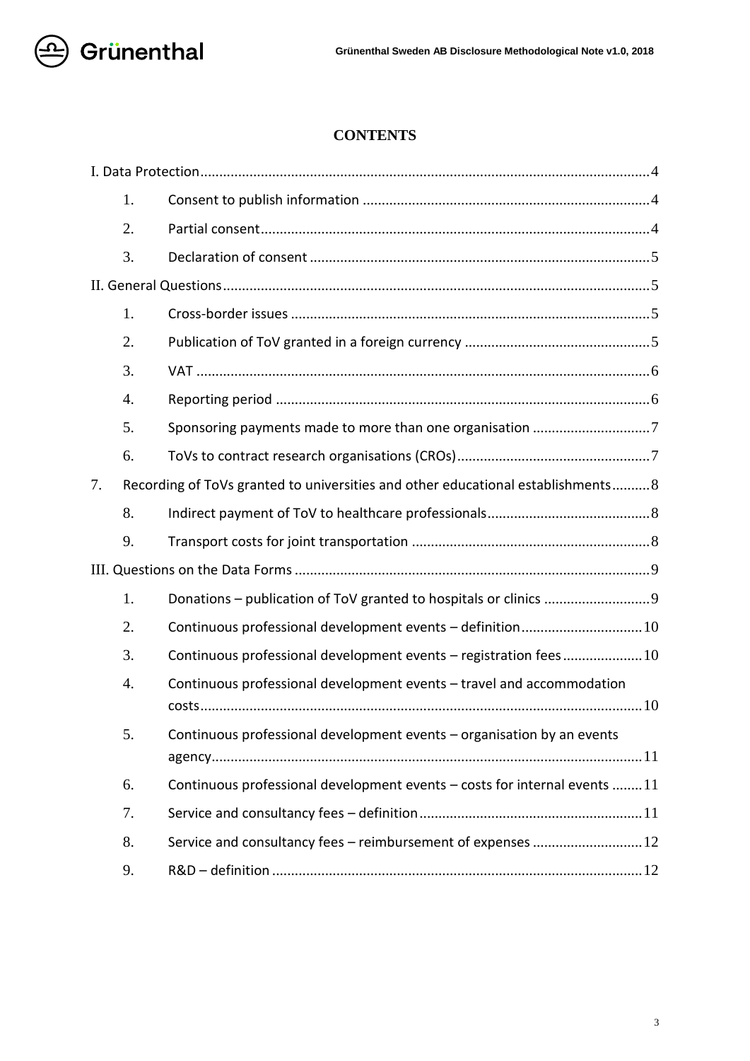**CONTENTS**

I. Data Protection ........ 4

1. Consent to publish information ........ 4
2. Partial consent ........ 4
3. Declaration of consent ........ 5

II. General Questions ........ 5

1. Cross-border issues ........ 5
2. Publication of ToV granted in a foreign currency ........ 5
3. VAT ........ 6
4. Reporting period ........ 6
5. Sponsoring payments made to more than one organisation ........ 7
6. ToVs to contract research organisations (CROs) ........ 7

7. Recording of ToVs granted to universities and other educational establishments ........ 8

8. Indirect payment of ToV to healthcare professionals ........ 8
9. Transport costs for joint transportation ........ 8

III. Questions on the Data Forms ........ 9

1. Donations – publication of ToV granted to hospitals or clinics ........ 9
2. Continuous professional development events – definition ........ 10
3. Continuous professional development events – registration fees ........ 10
4. Continuous professional development events – travel and accommodation costs ........ 10
5. Continuous professional development events – organisation by an events agency ........ 11
6. Continuous professional development events – costs for internal events ........ 11
7. Service and consultancy fees – definition ........ 11
8. Service and consultancy fees – reimbursement of expenses ........ 12
9. R&D – definition ........ 12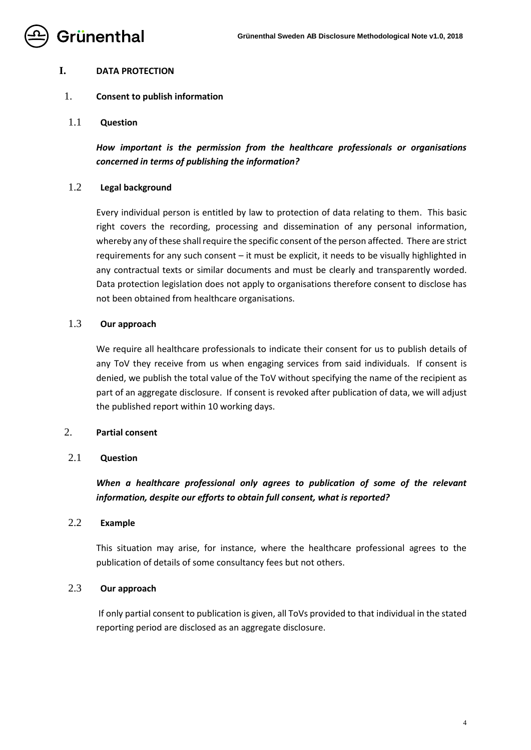# I. DATA PROTECTION

## 1. Consent to publish information

### 1.1 Question

***How important is the permission from the healthcare professionals or organisations concerned in terms of publishing the information?***

### 1.2 Legal background

Every individual person is entitled by law to protection of data relating to them. This basic right covers the recording, processing and dissemination of any personal information, whereby any of these shall require the specific consent of the person affected. There are strict requirements for any such consent – it must be explicit, it needs to be visually highlighted in any contractual texts or similar documents and must be clearly and transparently worded. Data protection legislation does not apply to organisations therefore consent to disclose has not been obtained from healthcare organisations.

### 1.3 Our approach

We require all healthcare professionals to indicate their consent for us to publish details of any ToV they receive from us when engaging services from said individuals. If consent is denied, we publish the total value of the ToV without specifying the name of the recipient as part of an aggregate disclosure. If consent is revoked after publication of data, we will adjust the published report within 10 working days.

## 2. Partial consent

### 2.1 Question

***When a healthcare professional only agrees to publication of some of the relevant information, despite our efforts to obtain full consent, what is reported?***

### 2.2 Example

This situation may arise, for instance, where the healthcare professional agrees to the publication of details of some consultancy fees but not others.

### 2.3 Our approach

If only partial consent to publication is given, all ToVs provided to that individual in the stated reporting period are disclosed as an aggregate disclosure.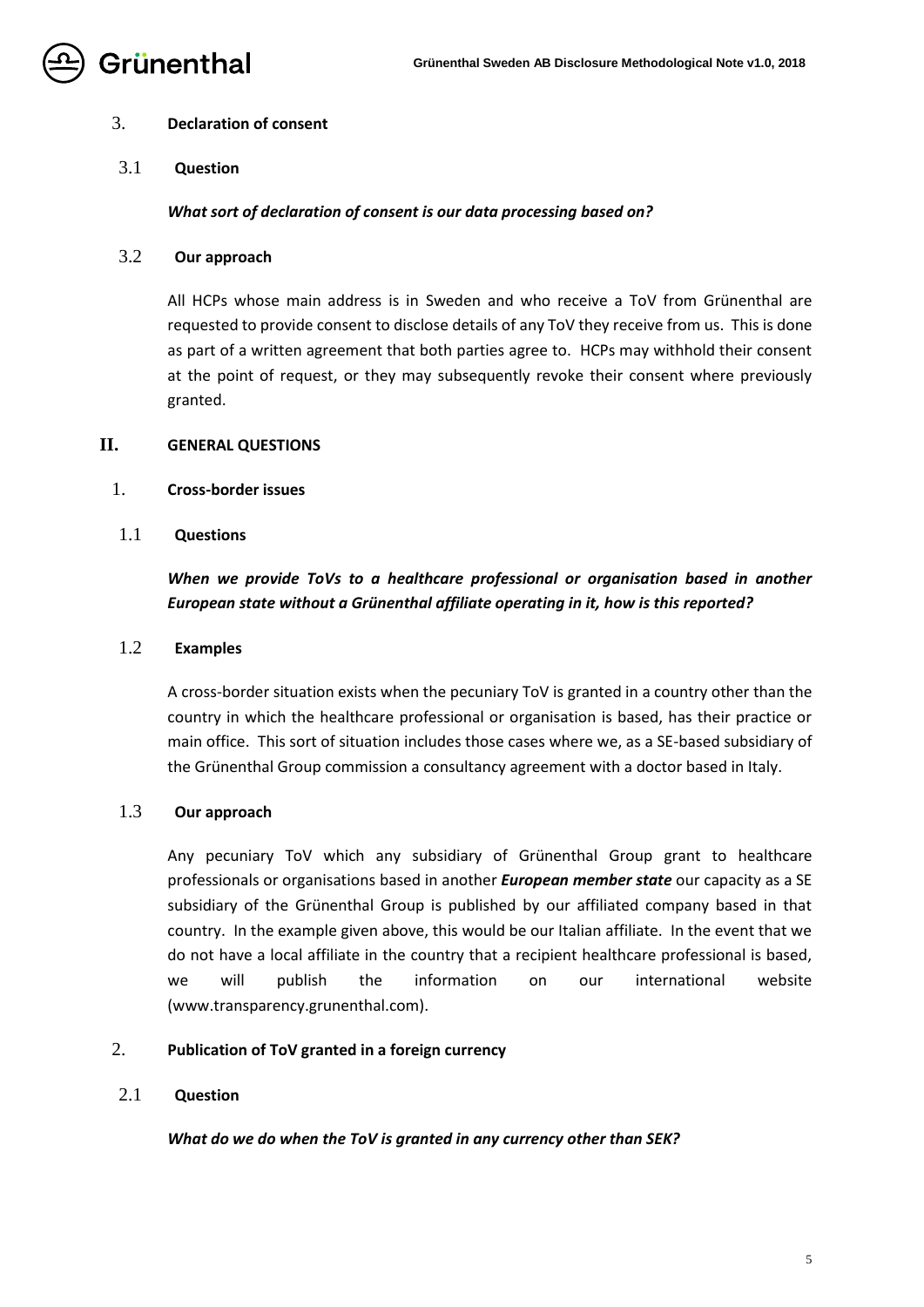## 3. Declaration of consent

### 3.1 Question

***What sort of declaration of consent is our data processing based on?***

### 3.2 Our approach

All HCPs whose main address is in Sweden and who receive a ToV from Grünenthal are requested to provide consent to disclose details of any ToV they receive from us. This is done as part of a written agreement that both parties agree to. HCPs may withhold their consent at the point of request, or they may subsequently revoke their consent where previously granted.

# II. GENERAL QUESTIONS

## 1. Cross-border issues

### 1.1 Questions

***When we provide ToVs to a healthcare professional or organisation based in another European state without a Grünenthal affiliate operating in it, how is this reported?***

### 1.2 Examples

A cross-border situation exists when the pecuniary ToV is granted in a country other than the country in which the healthcare professional or organisation is based, has their practice or main office. This sort of situation includes those cases where we, as a SE-based subsidiary of the Grünenthal Group commission a consultancy agreement with a doctor based in Italy.

### 1.3 Our approach

Any pecuniary ToV which any subsidiary of Grünenthal Group grant to healthcare professionals or organisations based in another ***European member state*** our capacity as a SE subsidiary of the Grünenthal Group is published by our affiliated company based in that country. In the example given above, this would be our Italian affiliate. In the event that we do not have a local affiliate in the country that a recipient healthcare professional is based, we will publish the information on our international website (www.transparency.grunenthal.com).

## 2. Publication of ToV granted in a foreign currency

### 2.1 Question

***What do we do when the ToV is granted in any currency other than SEK?***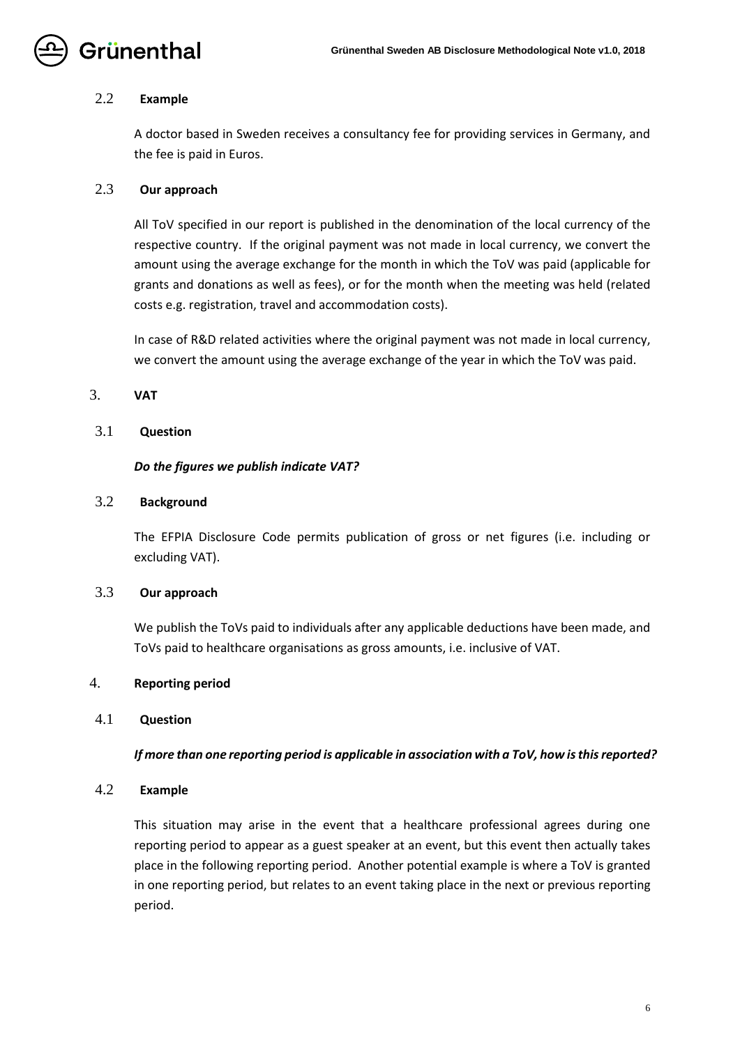### 2.2 Example

A doctor based in Sweden receives a consultancy fee for providing services in Germany, and the fee is paid in Euros.

### 2.3 Our approach

All ToV specified in our report is published in the denomination of the local currency of the respective country. If the original payment was not made in local currency, we convert the amount using the average exchange for the month in which the ToV was paid (applicable for grants and donations as well as fees), or for the month when the meeting was held (related costs e.g. registration, travel and accommodation costs).

In case of R&D related activities where the original payment was not made in local currency, we convert the amount using the average exchange of the year in which the ToV was paid.

## 3. VAT

### 3.1 Question

***Do the figures we publish indicate VAT?***

### 3.2 Background

The EFPIA Disclosure Code permits publication of gross or net figures (i.e. including or excluding VAT).

### 3.3 Our approach

We publish the ToVs paid to individuals after any applicable deductions have been made, and ToVs paid to healthcare organisations as gross amounts, i.e. inclusive of VAT.

## 4. Reporting period

### 4.1 Question

***If more than one reporting period is applicable in association with a ToV, how is this reported?***

### 4.2 Example

This situation may arise in the event that a healthcare professional agrees during one reporting period to appear as a guest speaker at an event, but this event then actually takes place in the following reporting period. Another potential example is where a ToV is granted in one reporting period, but relates to an event taking place in the next or previous reporting period.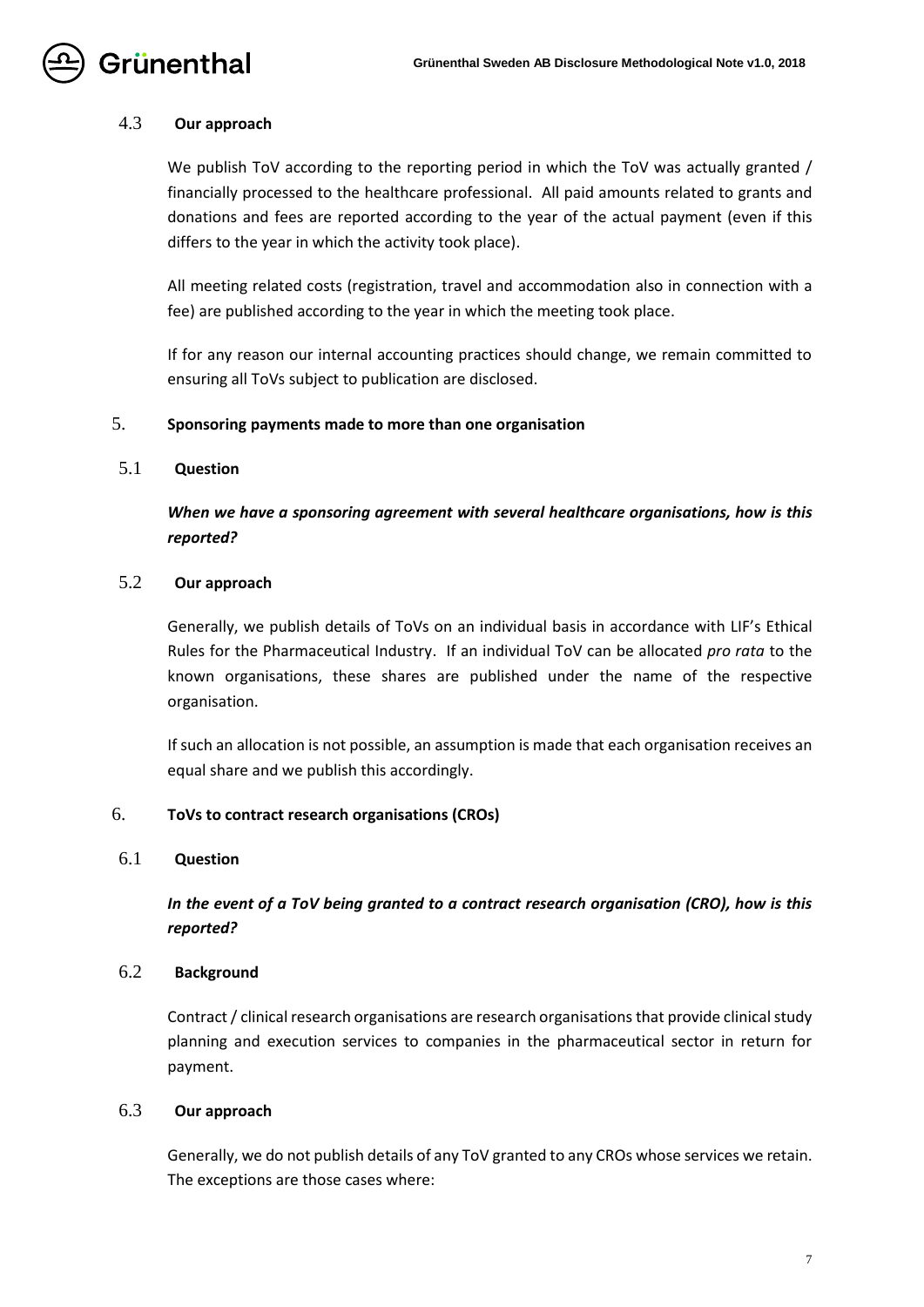### 4.3 Our approach

We publish ToV according to the reporting period in which the ToV was actually granted / financially processed to the healthcare professional. All paid amounts related to grants and donations and fees are reported according to the year of the actual payment (even if this differs to the year in which the activity took place).

All meeting related costs (registration, travel and accommodation also in connection with a fee) are published according to the year in which the meeting took place.

If for any reason our internal accounting practices should change, we remain committed to ensuring all ToVs subject to publication are disclosed.

## 5. Sponsoring payments made to more than one organisation

### 5.1 Question

***When we have a sponsoring agreement with several healthcare organisations, how is this reported?***

### 5.2 Our approach

Generally, we publish details of ToVs on an individual basis in accordance with LIF's Ethical Rules for the Pharmaceutical Industry. If an individual ToV can be allocated *pro rata* to the known organisations, these shares are published under the name of the respective organisation.

If such an allocation is not possible, an assumption is made that each organisation receives an equal share and we publish this accordingly.

## 6. ToVs to contract research organisations (CROs)

### 6.1 Question

***In the event of a ToV being granted to a contract research organisation (CRO), how is this reported?***

### 6.2 Background

Contract / clinical research organisations are research organisations that provide clinical study planning and execution services to companies in the pharmaceutical sector in return for payment.

### 6.3 Our approach

Generally, we do not publish details of any ToV granted to any CROs whose services we retain. The exceptions are those cases where: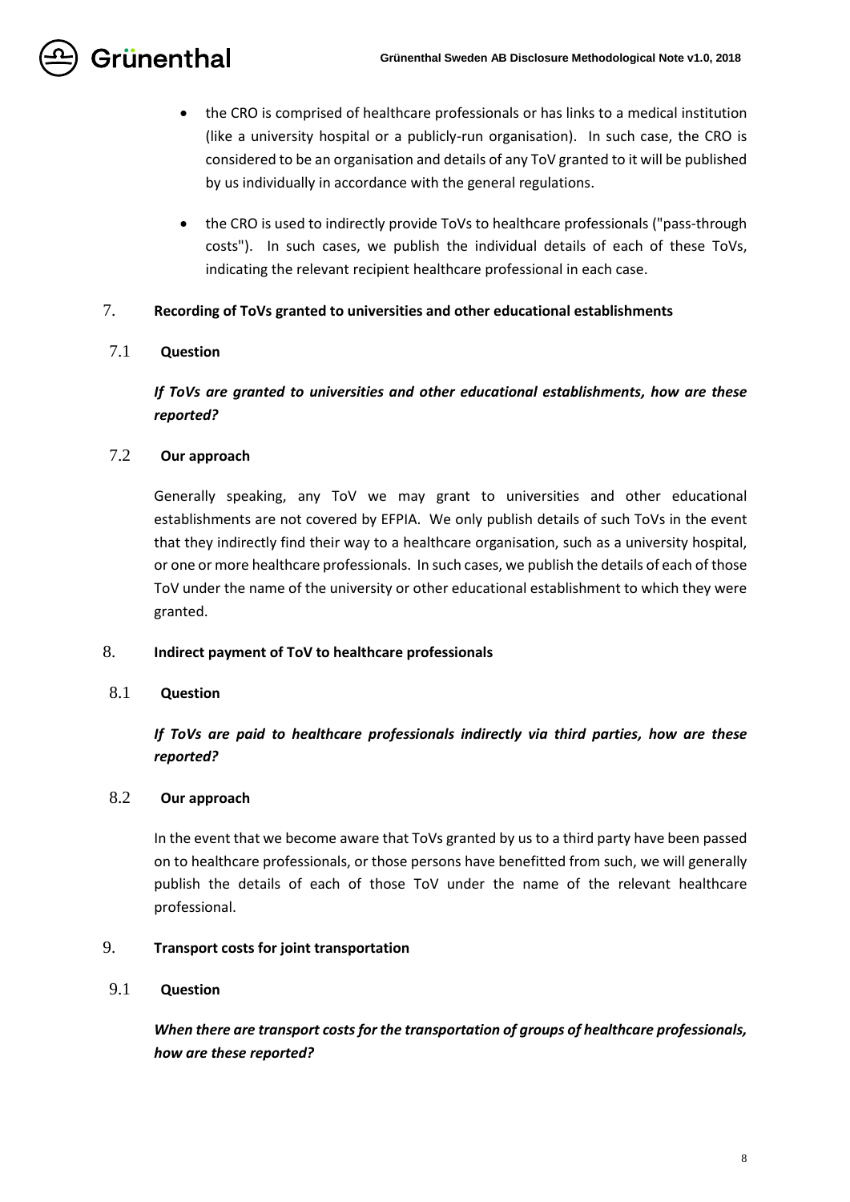- the CRO is comprised of healthcare professionals or has links to a medical institution (like a university hospital or a publicly-run organisation). In such case, the CRO is considered to be an organisation and details of any ToV granted to it will be published by us individually in accordance with the general regulations.
- the CRO is used to indirectly provide ToVs to healthcare professionals ("pass-through costs"). In such cases, we publish the individual details of each of these ToVs, indicating the relevant recipient healthcare professional in each case.

## 7. Recording of ToVs granted to universities and other educational establishments

### 7.1 Question

***If ToVs are granted to universities and other educational establishments, how are these reported?***

### 7.2 Our approach

Generally speaking, any ToV we may grant to universities and other educational establishments are not covered by EFPIA. We only publish details of such ToVs in the event that they indirectly find their way to a healthcare organisation, such as a university hospital, or one or more healthcare professionals. In such cases, we publish the details of each of those ToV under the name of the university or other educational establishment to which they were granted.

## 8. Indirect payment of ToV to healthcare professionals

### 8.1 Question

***If ToVs are paid to healthcare professionals indirectly via third parties, how are these reported?***

### 8.2 Our approach

In the event that we become aware that ToVs granted by us to a third party have been passed on to healthcare professionals, or those persons have benefitted from such, we will generally publish the details of each of those ToV under the name of the relevant healthcare professional.

## 9. Transport costs for joint transportation

### 9.1 Question

***When there are transport costs for the transportation of groups of healthcare professionals, how are these reported?***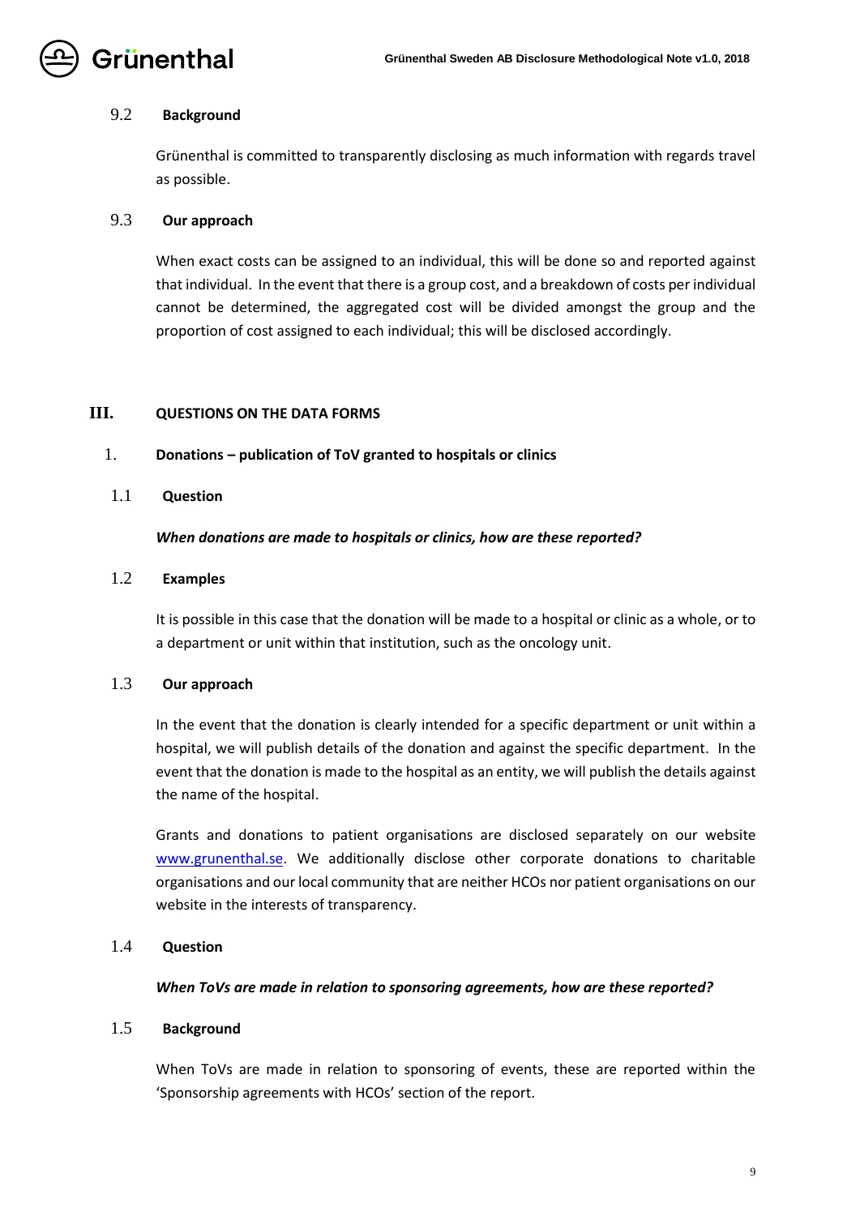### 9.2 Background

Grünenthal is committed to transparently disclosing as much information with regards travel as possible.

### 9.3 Our approach

When exact costs can be assigned to an individual, this will be done so and reported against that individual. In the event that there is a group cost, and a breakdown of costs per individual cannot be determined, the aggregated cost will be divided amongst the group and the proportion of cost assigned to each individual; this will be disclosed accordingly.

# III. QUESTIONS ON THE DATA FORMS

## 1. Donations – publication of ToV granted to hospitals or clinics

### 1.1 Question

***When donations are made to hospitals or clinics, how are these reported?***

### 1.2 Examples

It is possible in this case that the donation will be made to a hospital or clinic as a whole, or to a department or unit within that institution, such as the oncology unit.

### 1.3 Our approach

In the event that the donation is clearly intended for a specific department or unit within a hospital, we will publish details of the donation and against the specific department. In the event that the donation is made to the hospital as an entity, we will publish the details against the name of the hospital.

Grants and donations to patient organisations are disclosed separately on our website www.grunenthal.se. We additionally disclose other corporate donations to charitable organisations and our local community that are neither HCOs nor patient organisations on our website in the interests of transparency.

### 1.4 Question

***When ToVs are made in relation to sponsoring agreements, how are these reported?***

### 1.5 Background

When ToVs are made in relation to sponsoring of events, these are reported within the 'Sponsorship agreements with HCOs' section of the report.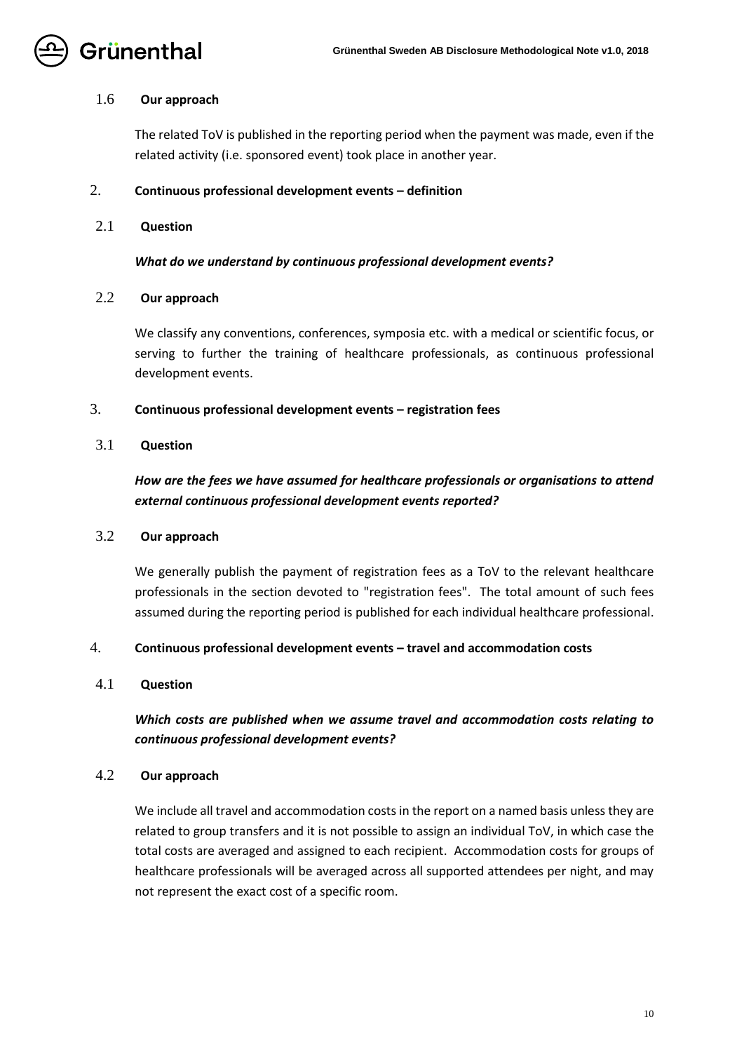### 1.6 Our approach

The related ToV is published in the reporting period when the payment was made, even if the related activity (i.e. sponsored event) took place in another year.

## 2. Continuous professional development events – definition

### 2.1 Question

***What do we understand by continuous professional development events?***

### 2.2 Our approach

We classify any conventions, conferences, symposia etc. with a medical or scientific focus, or serving to further the training of healthcare professionals, as continuous professional development events.

## 3. Continuous professional development events – registration fees

### 3.1 Question

***How are the fees we have assumed for healthcare professionals or organisations to attend external continuous professional development events reported?***

### 3.2 Our approach

We generally publish the payment of registration fees as a ToV to the relevant healthcare professionals in the section devoted to "registration fees". The total amount of such fees assumed during the reporting period is published for each individual healthcare professional.

## 4. Continuous professional development events – travel and accommodation costs

### 4.1 Question

***Which costs are published when we assume travel and accommodation costs relating to continuous professional development events?***

### 4.2 Our approach

We include all travel and accommodation costs in the report on a named basis unless they are related to group transfers and it is not possible to assign an individual ToV, in which case the total costs are averaged and assigned to each recipient. Accommodation costs for groups of healthcare professionals will be averaged across all supported attendees per night, and may not represent the exact cost of a specific room.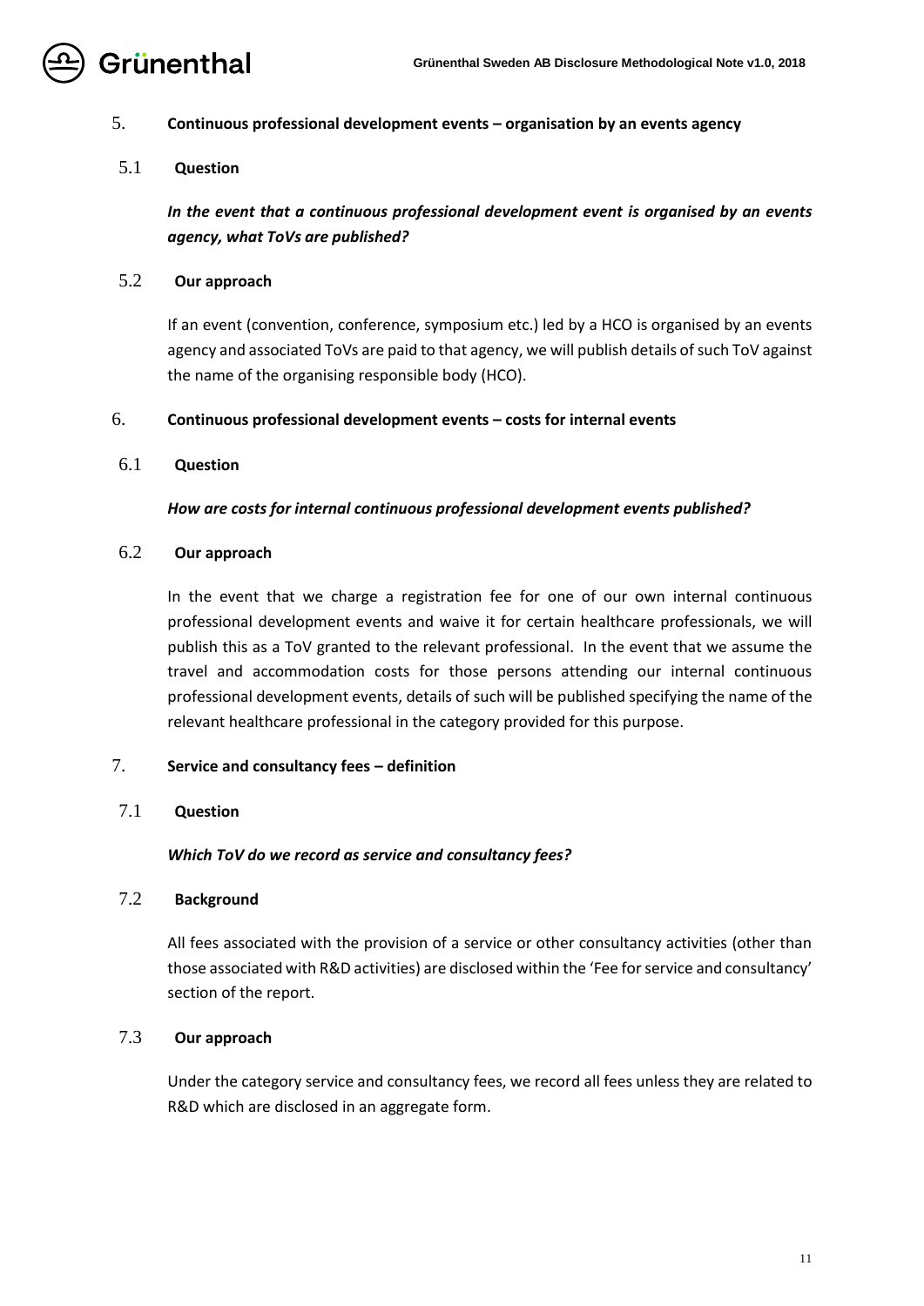## 5. Continuous professional development events – organisation by an events agency

### 5.1 Question

***In the event that a continuous professional development event is organised by an events agency, what ToVs are published?***

### 5.2 Our approach

If an event (convention, conference, symposium etc.) led by a HCO is organised by an events agency and associated ToVs are paid to that agency, we will publish details of such ToV against the name of the organising responsible body (HCO).

## 6. Continuous professional development events – costs for internal events

### 6.1 Question

***How are costs for internal continuous professional development events published?***

### 6.2 Our approach

In the event that we charge a registration fee for one of our own internal continuous professional development events and waive it for certain healthcare professionals, we will publish this as a ToV granted to the relevant professional. In the event that we assume the travel and accommodation costs for those persons attending our internal continuous professional development events, details of such will be published specifying the name of the relevant healthcare professional in the category provided for this purpose.

## 7. Service and consultancy fees – definition

### 7.1 Question

***Which ToV do we record as service and consultancy fees?***

### 7.2 Background

All fees associated with the provision of a service or other consultancy activities (other than those associated with R&D activities) are disclosed within the 'Fee for service and consultancy' section of the report.

### 7.3 Our approach

Under the category service and consultancy fees, we record all fees unless they are related to R&D which are disclosed in an aggregate form.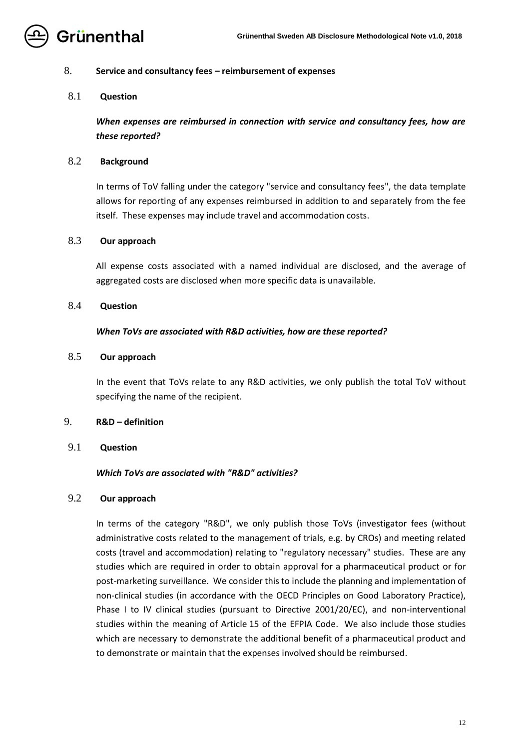## 8. Service and consultancy fees – reimbursement of expenses

### 8.1 Question

***When expenses are reimbursed in connection with service and consultancy fees, how are these reported?***

### 8.2 Background

In terms of ToV falling under the category "service and consultancy fees", the data template allows for reporting of any expenses reimbursed in addition to and separately from the fee itself. These expenses may include travel and accommodation costs.

### 8.3 Our approach

All expense costs associated with a named individual are disclosed, and the average of aggregated costs are disclosed when more specific data is unavailable.

### 8.4 Question

***When ToVs are associated with R&D activities, how are these reported?***

### 8.5 Our approach

In the event that ToVs relate to any R&D activities, we only publish the total ToV without specifying the name of the recipient.

## 9. R&D – definition

### 9.1 Question

***Which ToVs are associated with "R&D" activities?***

### 9.2 Our approach

In terms of the category "R&D", we only publish those ToVs (investigator fees (without administrative costs related to the management of trials, e.g. by CROs) and meeting related costs (travel and accommodation) relating to "regulatory necessary" studies. These are any studies which are required in order to obtain approval for a pharmaceutical product or for post-marketing surveillance. We consider this to include the planning and implementation of non-clinical studies (in accordance with the OECD Principles on Good Laboratory Practice), Phase I to IV clinical studies (pursuant to Directive 2001/20/EC), and non-interventional studies within the meaning of Article 15 of the EFPIA Code. We also include those studies which are necessary to demonstrate the additional benefit of a pharmaceutical product and to demonstrate or maintain that the expenses involved should be reimbursed.